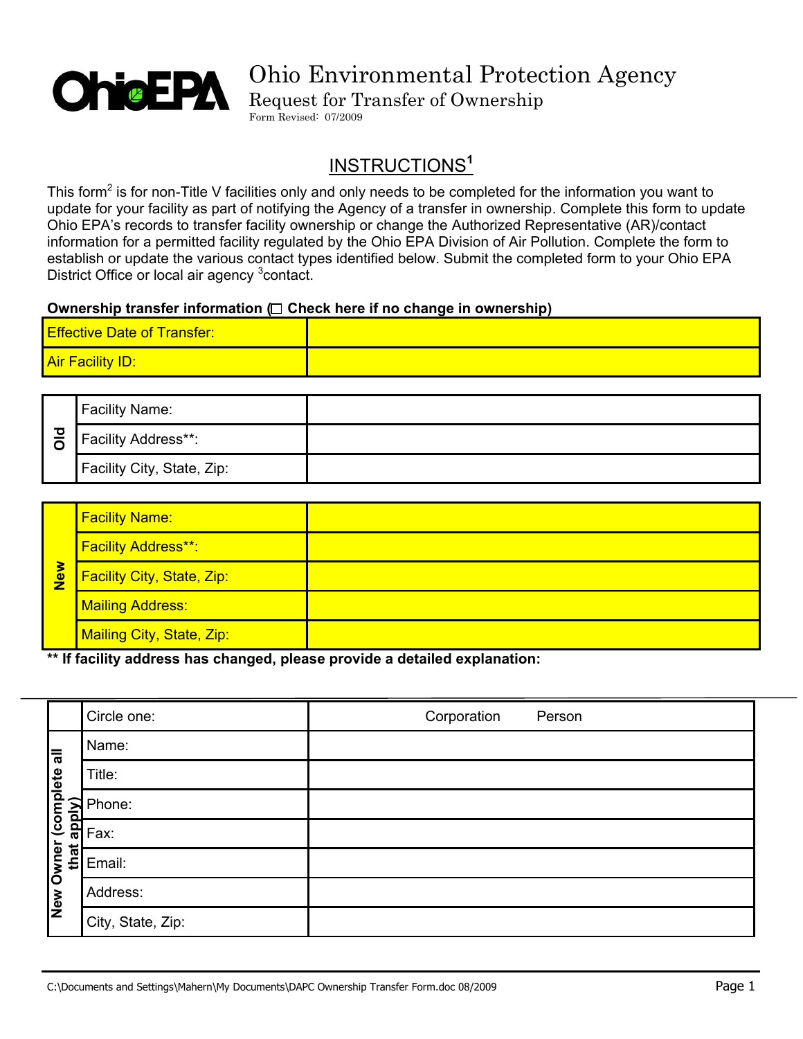# Ohio Environmental Protection Agency

## Request for Transfer of Ownership

Form Revised: 07/2009

## INSTRUCTIONS[1]

This form[2] is for non-Title V facilities only and only needs to be completed for the information you want to update for your facility as part of notifying the Agency of a transfer in ownership. Complete this form to update Ohio EPA's records to transfer facility ownership or change the Authorized Representative (AR)/contact information for a permitted facility regulated by the Ohio EPA Division of Air Pollution. Complete the form to establish or update the various contact types identified below. Submit the completed form to your Ohio EPA District Office or local air agency [3]contact.

**Ownership transfer information (☐ Check here if no change in ownership)**

| | |
|---|---|
| Effective Date of Transfer: | |
| Air Facility ID: | |

| | | |
|---|---|---|
| **Old** | Facility Name: | |
| | Facility Address**: | |
| | Facility City, State, Zip: | |

| | | |
|---|---|---|
| **New** | Facility Name: | |
| | Facility Address**: | |
| | Facility City, State, Zip: | |
| | Mailing Address: | |
| | Mailing City, State, Zip: | |

**** If facility address has changed, please provide a detailed explanation:**

| | | |
|---|---|---|
| | Circle one: | Corporation Person |
| **New Owner (complete all that apply)** | Name: | |
| | Title: | |
| | Phone: | |
| | Fax: | |
| | Email: | |
| | Address: | |
| | City, State, Zip: | |

C:\Documents and Settings\Mahern\My Documents\DAPC Ownership Transfer Form.doc 08/2009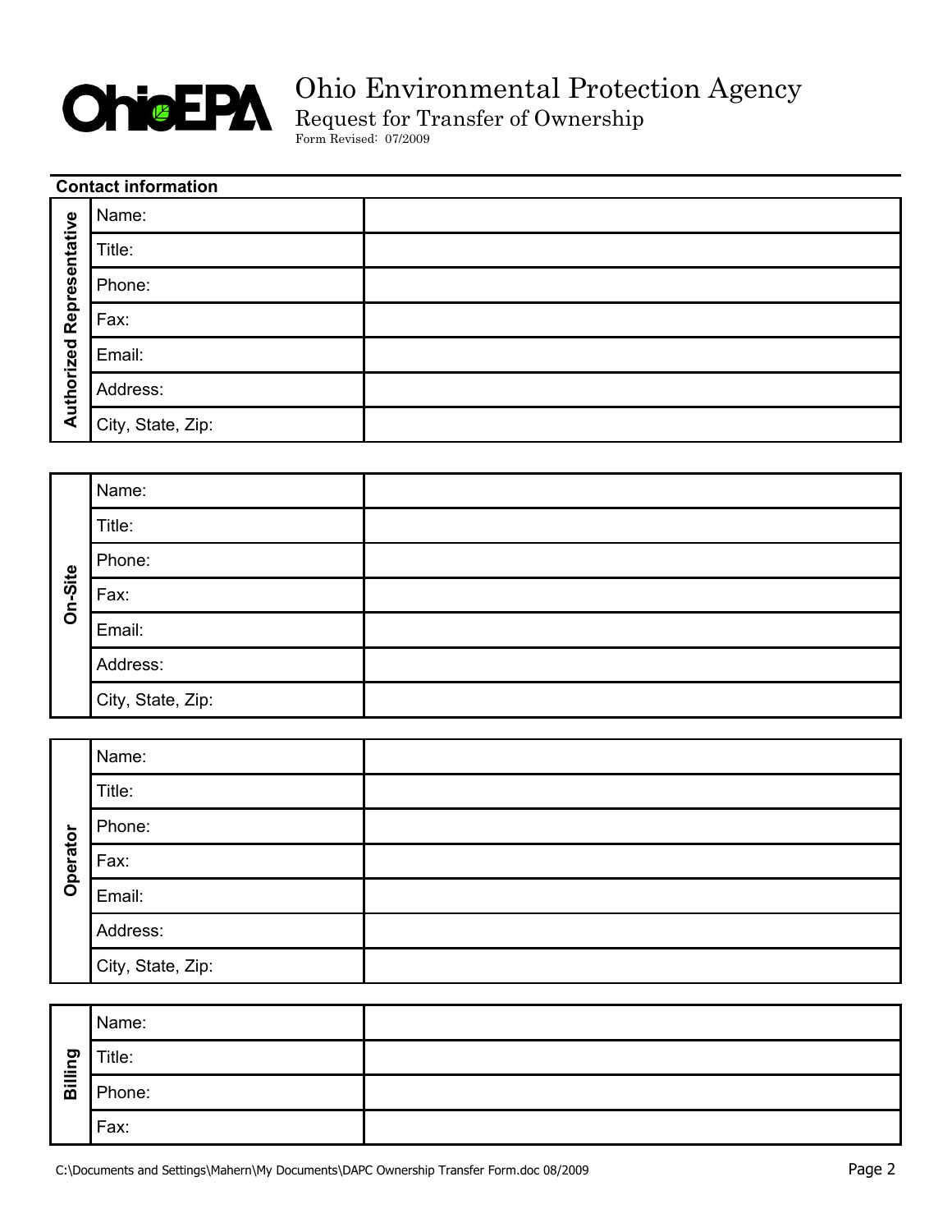# Ohio Environmental Protection Agency

## Request for Transfer of Ownership

Form Revised: 07/2009

**Contact information**

| **Authorized Representative** | | |
|---|---|---|
| | Name: | |
| | Title: | |
| | Phone: | |
| | Fax: | |
| | Email: | |
| | Address: | |
| | City, State, Zip: | |

| **On-Site** | | |
|---|---|---|
| | Name: | |
| | Title: | |
| | Phone: | |
| | Fax: | |
| | Email: | |
| | Address: | |
| | City, State, Zip: | |

| **Operator** | | |
|---|---|---|
| | Name: | |
| | Title: | |
| | Phone: | |
| | Fax: | |
| | Email: | |
| | Address: | |
| | City, State, Zip: | |

| **Billing** | | |
|---|---|---|
| | Name: | |
| | Title: | |
| | Phone: | |
| | Fax: | |

C:\Documents and Settings\Mahern\My Documents\DAPC Ownership Transfer Form.doc 08/2009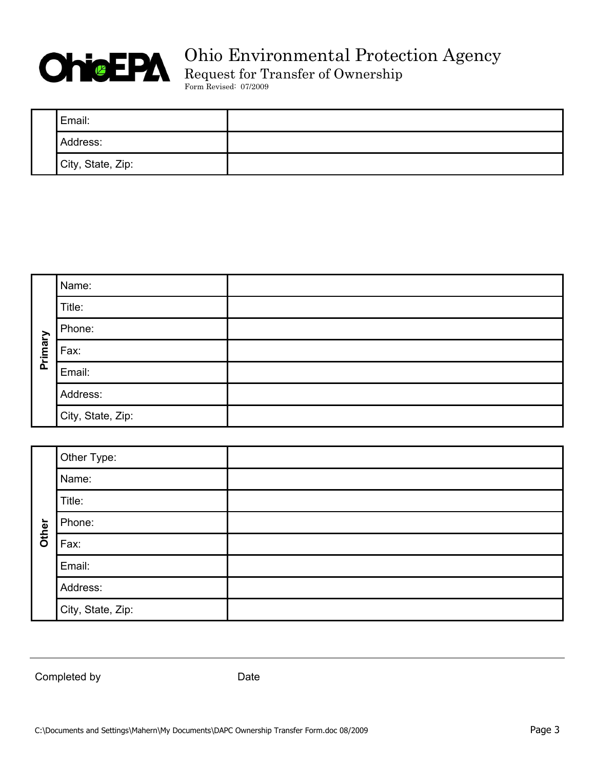# Ohio Environmental Protection Agency

## Request for Transfer of Ownership

Form Revised: 07/2009

| | | |
|---|---|---|
| | Email: | |
| | Address: | |
| | City, State, Zip: | |

| | | |
|---|---|---|
| **Primary** | Name: | |
| | Title: | |
| | Phone: | |
| | Fax: | |
| | Email: | |
| | Address: | |
| | City, State, Zip: | |

| | | |
|---|---|---|
| **Other** | Other Type: | |
| | Name: | |
| | Title: | |
| | Phone: | |
| | Fax: | |
| | Email: | |
| | Address: | |
| | City, State, Zip: | |

---

Completed by                                        Date

C:\Documents and Settings\Mahern\My Documents\DAPC Ownership Transfer Form.doc 08/2009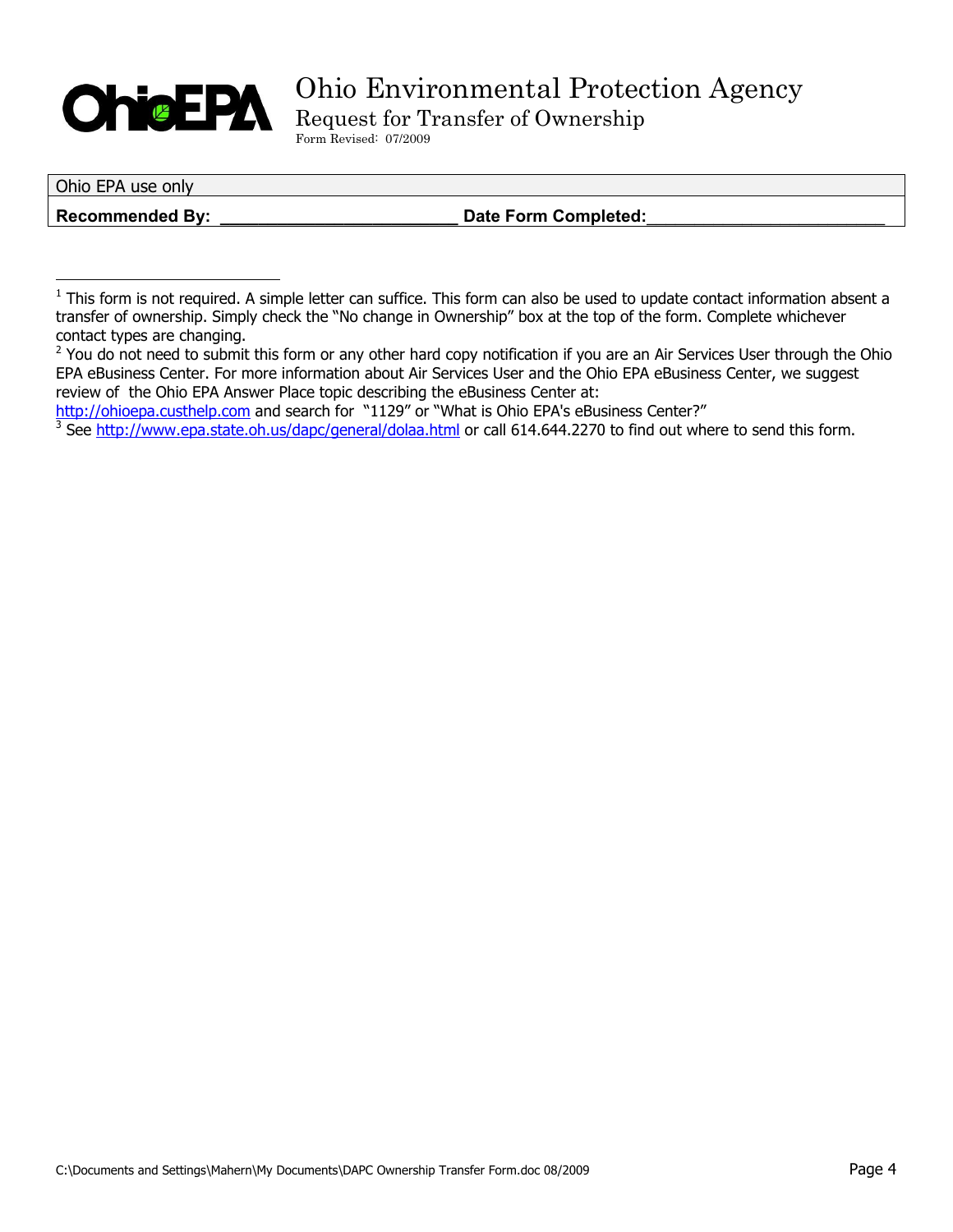# Ohio Environmental Protection Agency

## Request for Transfer of Ownership

Form Revised: 07/2009

| Ohio EPA use only | |
|---|---|
| **Recommended By: ________________________** | **Date Form Completed:________________________** |

---

[1] This form is not required. A simple letter can suffice. This form can also be used to update contact information absent a transfer of ownership. Simply check the "No change in Ownership" box at the top of the form. Complete whichever contact types are changing.

[2] You do not need to submit this form or any other hard copy notification if you are an Air Services User through the Ohio EPA eBusiness Center. For more information about Air Services User and the Ohio EPA eBusiness Center, we suggest review of the Ohio EPA Answer Place topic describing the eBusiness Center at: http://ohioepa.custhelp.com and search for "1129" or "What is Ohio EPA's eBusiness Center?"

[3] See http://www.epa.state.oh.us/dapc/general/dolaa.html or call 614.644.2270 to find out where to send this form.

C:\Documents and Settings\Mahern\My Documents\DAPC Ownership Transfer Form.doc 08/2009